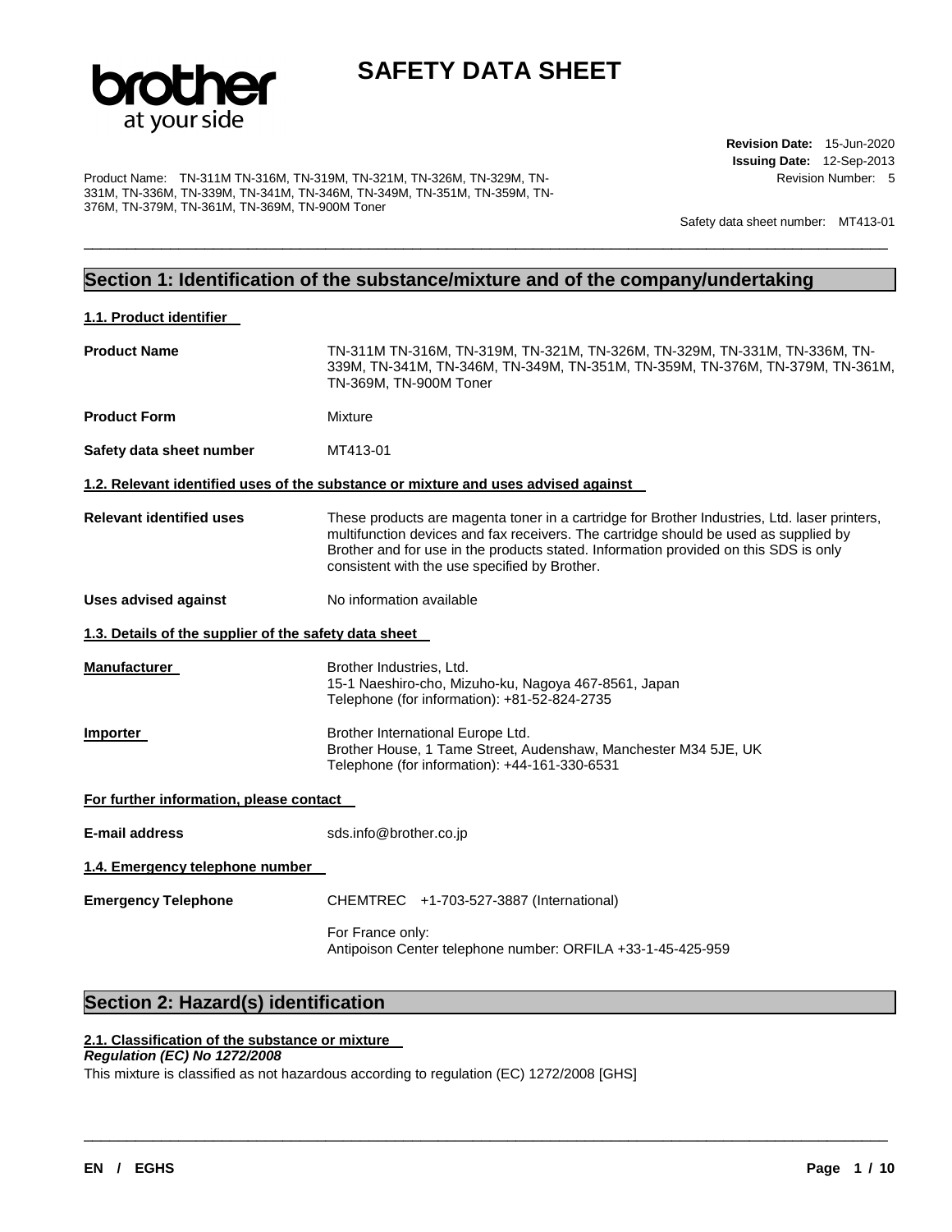# SAFETY DATA SHEET

**Revision Date:** 15-Jun-2020
**Issuing Date:** 12-Sep-2013
Revision Number: 5

Product Name: TN-311M TN-316M, TN-319M, TN-321M, TN-326M, TN-329M, TN-331M, TN-336M, TN-339M, TN-341M, TN-346M, TN-349M, TN-351M, TN-359M, TN-376M, TN-379M, TN-361M, TN-369M, TN-900M Toner

Safety data sheet number: MT413-01

## Section 1: Identification of the substance/mixture and of the company/undertaking

### 1.1. Product identifier

**Product Name**: TN-311M TN-316M, TN-319M, TN-321M, TN-326M, TN-329M, TN-331M, TN-336M, TN-339M, TN-341M, TN-346M, TN-349M, TN-351M, TN-359M, TN-376M, TN-379M, TN-361M, TN-369M, TN-900M Toner

**Product Form**: Mixture

**Safety data sheet number**: MT413-01

### 1.2. Relevant identified uses of the substance or mixture and uses advised against

**Relevant identified uses**: These products are magenta toner in a cartridge for Brother Industries, Ltd. laser printers, multifunction devices and fax receivers. The cartridge should be used as supplied by Brother and for use in the products stated. Information provided on this SDS is only consistent with the use specified by Brother.

**Uses advised against**: No information available

### 1.3. Details of the supplier of the safety data sheet

**Manufacturer**
Brother Industries, Ltd.
15-1 Naeshiro-cho, Mizuho-ku, Nagoya 467-8561, Japan
Telephone (for information): +81-52-824-2735

**Importer**
Brother International Europe Ltd.
Brother House, 1 Tame Street, Audenshaw, Manchester M34 5JE, UK
Telephone (for information): +44-161-330-6531

**For further information, please contact**

**E-mail address**: sds.info@brother.co.jp

### 1.4. Emergency telephone number

**Emergency Telephone**: CHEMTREC +1-703-527-3887 (International)

For France only:
Antipoison Center telephone number: ORFILA +33-1-45-425-959

## Section 2: Hazard(s) identification

### 2.1. Classification of the substance or mixture

***Regulation (EC) No 1272/2008***

This mixture is classified as not hazardous according to regulation (EC) 1272/2008 [GHS]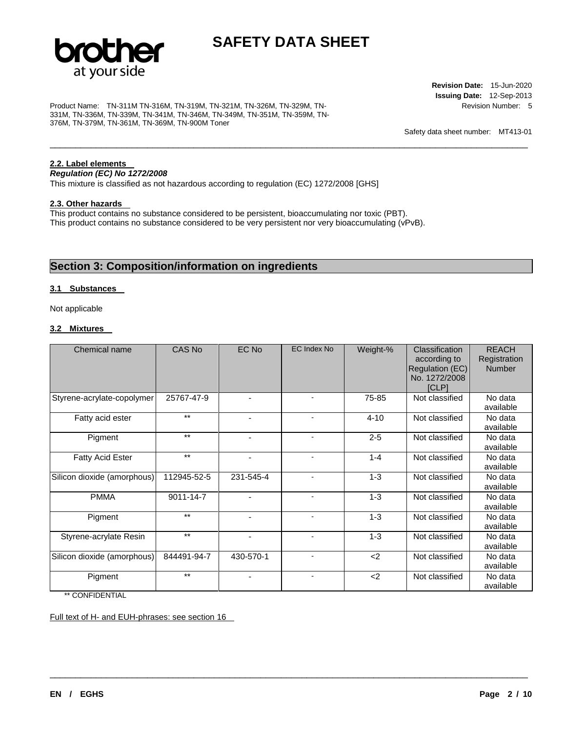### 2.2. Label elements

***Regulation (EC) No 1272/2008***

This mixture is classified as not hazardous according to regulation (EC) 1272/2008 [GHS]

### 2.3. Other hazards

This product contains no substance considered to be persistent, bioaccumulating nor toxic (PBT).
This product contains no substance considered to be very persistent nor very bioaccumulating (vPvB).

## Section 3: Composition/information on ingredients

### 3.1 Substances

Not applicable

### 3.2 Mixtures

| Chemical name | CAS No | EC No | EC Index No | Weight-% | Classification according to Regulation (EC) No. 1272/2008 [CLP] | REACH Registration Number |
|---|---|---|---|---|---|---|
| Styrene-acrylate-copolymer | 25767-47-9 | - | - | 75-85 | Not classified | No data available |
| Fatty acid ester | ** | - | - | 4-10 | Not classified | No data available |
| Pigment | ** | - | - | 2-5 | Not classified | No data available |
| Fatty Acid Ester | ** | - | - | 1-4 | Not classified | No data available |
| Silicon dioxide (amorphous) | 112945-52-5 | 231-545-4 | - | 1-3 | Not classified | No data available |
| PMMA | 9011-14-7 | - | - | 1-3 | Not classified | No data available |
| Pigment | ** | - | - | 1-3 | Not classified | No data available |
| Styrene-acrylate Resin | ** | - | - | 1-3 | Not classified | No data available |
| Silicon dioxide (amorphous) | 844491-94-7 | 430-570-1 | - | <2 | Not classified | No data available |
| Pigment | ** | - | - | <2 | Not classified | No data available |

** CONFIDENTIAL

Full text of H- and EUH-phrases: see section 16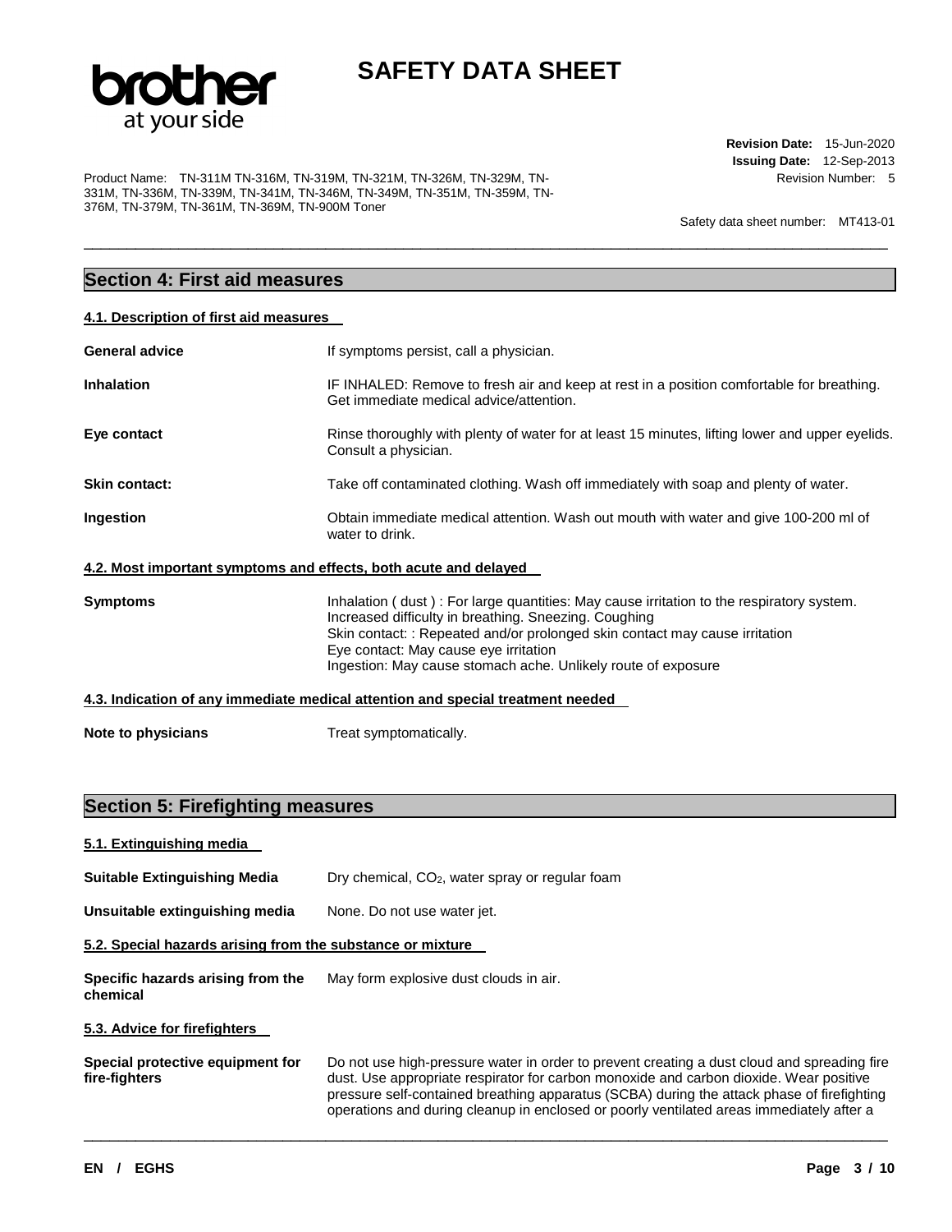## Section 4: First aid measures

### 4.1. Description of first aid measures

| | |
|---|---|
| **General advice** | If symptoms persist, call a physician. |
| **Inhalation** | IF INHALED: Remove to fresh air and keep at rest in a position comfortable for breathing. Get immediate medical advice/attention. |
| **Eye contact** | Rinse thoroughly with plenty of water for at least 15 minutes, lifting lower and upper eyelids. Consult a physician. |
| **Skin contact:** | Take off contaminated clothing. Wash off immediately with soap and plenty of water. |
| **Ingestion** | Obtain immediate medical attention. Wash out mouth with water and give 100-200 ml of water to drink. |

### 4.2. Most important symptoms and effects, both acute and delayed

**Symptoms**

Inhalation ( dust ) : For large quantities: May cause irritation to the respiratory system. Increased difficulty in breathing. Sneezing. Coughing
Skin contact: : Repeated and/or prolonged skin contact may cause irritation
Eye contact: May cause eye irritation
Ingestion: May cause stomach ache. Unlikely route of exposure

### 4.3. Indication of any immediate medical attention and special treatment needed

**Note to physicians** Treat symptomatically.

## Section 5: Firefighting measures

### 5.1. Extinguishing media

| | |
|---|---|
| **Suitable Extinguishing Media** | Dry chemical, $CO_2$, water spray or regular foam |
| **Unsuitable extinguishing media** | None. Do not use water jet. |

### 5.2. Special hazards arising from the substance or mixture

**Specific hazards arising from the chemical** May form explosive dust clouds in air.

### 5.3. Advice for firefighters

**Special protective equipment for fire-fighters** Do not use high-pressure water in order to prevent creating a dust cloud and spreading fire dust. Use appropriate respirator for carbon monoxide and carbon dioxide. Wear positive pressure self-contained breathing apparatus (SCBA) during the attack phase of firefighting operations and during cleanup in enclosed or poorly ventilated areas immediately after a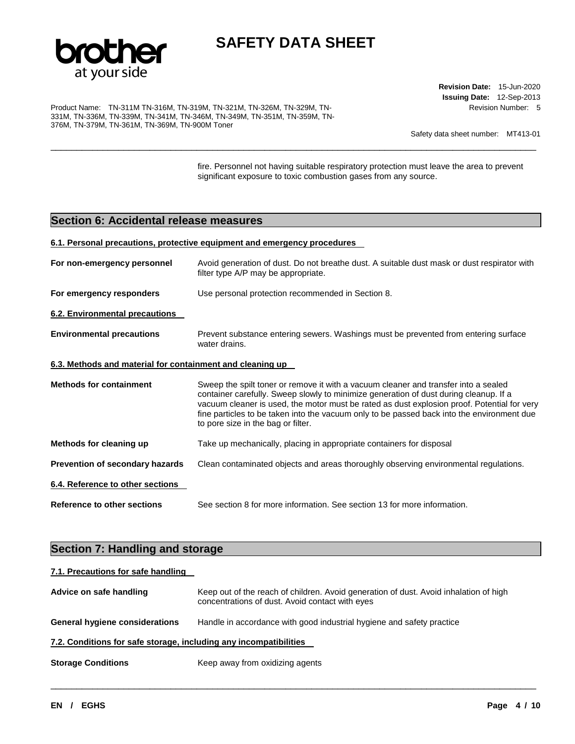fire. Personnel not having suitable respiratory protection must leave the area to prevent significant exposure to toxic combustion gases from any source.

## Section 6: Accidental release measures

### 6.1. Personal precautions, protective equipment and emergency procedures

**For non-emergency personnel** Avoid generation of dust. Do not breathe dust. A suitable dust mask or dust respirator with filter type A/P may be appropriate.

**For emergency responders** Use personal protection recommended in Section 8.

### 6.2. Environmental precautions

**Environmental precautions** Prevent substance entering sewers. Washings must be prevented from entering surface water drains.

### 6.3. Methods and material for containment and cleaning up

**Methods for containment** Sweep the spilt toner or remove it with a vacuum cleaner and transfer into a sealed container carefully. Sweep slowly to minimize generation of dust during cleanup. If a vacuum cleaner is used, the motor must be rated as dust explosion proof. Potential for very fine particles to be taken into the vacuum only to be passed back into the environment due to pore size in the bag or filter.

**Methods for cleaning up** Take up mechanically, placing in appropriate containers for disposal

**Prevention of secondary hazards** Clean contaminated objects and areas thoroughly observing environmental regulations.

### 6.4. Reference to other sections

**Reference to other sections** See section 8 for more information. See section 13 for more information.

## Section 7: Handling and storage

### 7.1. Precautions for safe handling

**Advice on safe handling** Keep out of the reach of children. Avoid generation of dust. Avoid inhalation of high concentrations of dust. Avoid contact with eyes

**General hygiene considerations** Handle in accordance with good industrial hygiene and safety practice

### 7.2. Conditions for safe storage, including any incompatibilities

**Storage Conditions** Keep away from oxidizing agents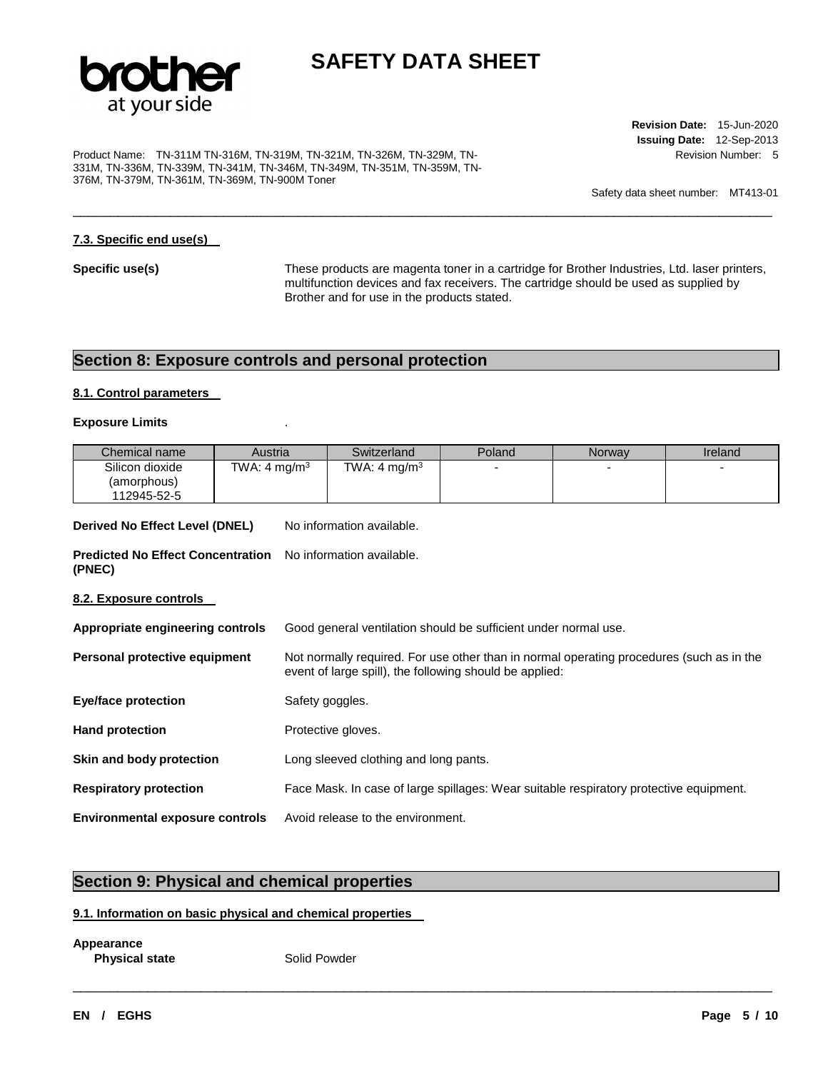#### 7.3. Specific end use(s)

**Specific use(s)** These products are magenta toner in a cartridge for Brother Industries, Ltd. laser printers, multifunction devices and fax receivers. The cartridge should be used as supplied by Brother and for use in the products stated.

## Section 8: Exposure controls and personal protection

#### 8.1. Control parameters

**Exposure Limits** .

| Chemical name | Austria | Switzerland | Poland | Norway | Ireland |
|---|---|---|---|---|---|
| Silicon dioxide (amorphous) 112945-52-5 | TWA: 4 $mg/m^3$ | TWA: 4 $mg/m^3$ | - | - | - |

**Derived No Effect Level (DNEL)** No information available.

**Predicted No Effect Concentration (PNEC)** No information available.

#### 8.2. Exposure controls

**Appropriate engineering controls** Good general ventilation should be sufficient under normal use.

**Personal protective equipment** Not normally required. For use other than in normal operating procedures (such as in the event of large spill), the following should be applied:

**Eye/face protection** Safety goggles.

**Hand protection** Protective gloves.

**Skin and body protection** Long sleeved clothing and long pants.

**Respiratory protection** Face Mask. In case of large spillages: Wear suitable respiratory protective equipment.

**Environmental exposure controls** Avoid release to the environment.

## Section 9: Physical and chemical properties

#### 9.1. Information on basic physical and chemical properties

**Appearance**

**Physical state** Solid Powder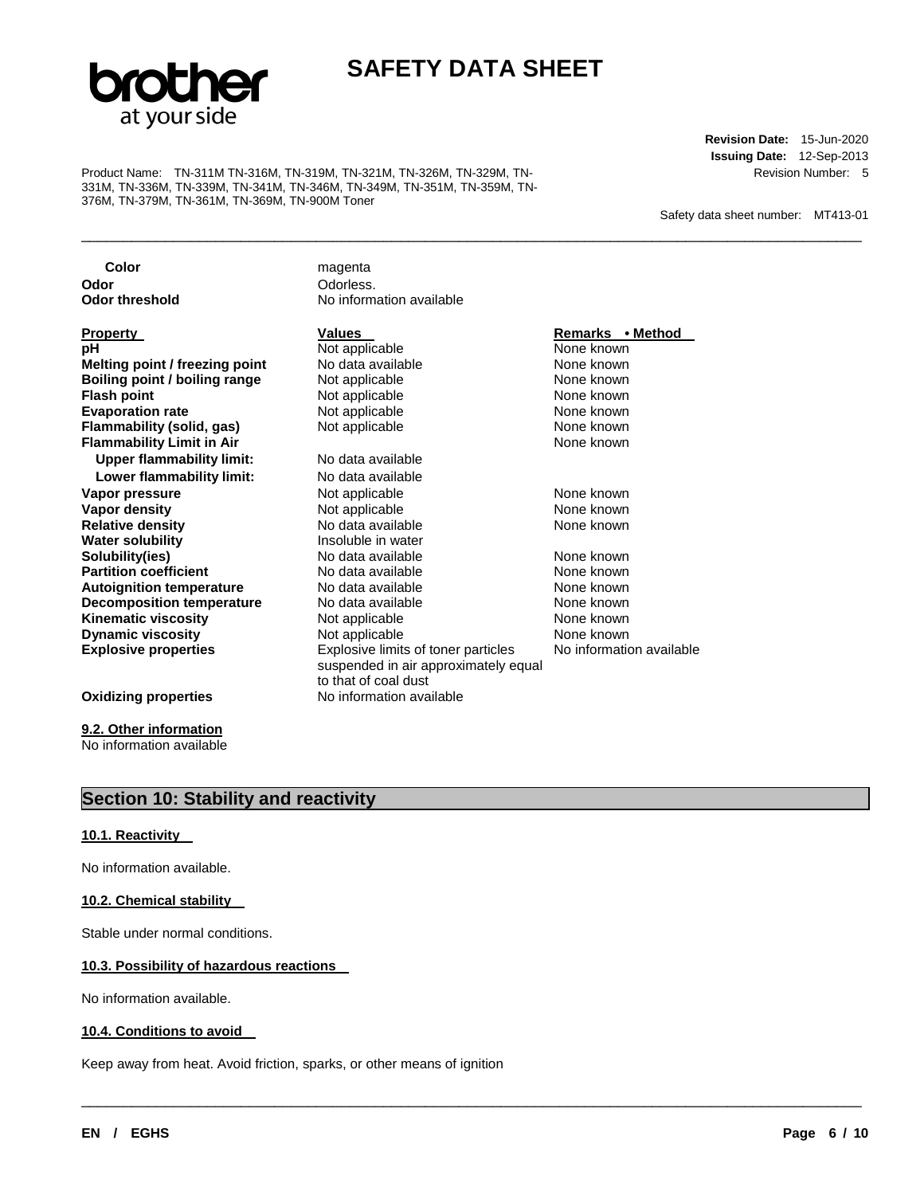| | | |
|---|---|---|
| **Color** | magenta | |
| **Odor** | Odorless. | |
| **Odor threshold** | No information available | |

| Property | Values | Remarks • Method |
|---|---|---|
| **pH** | Not applicable | None known |
| **Melting point / freezing point** | No data available | None known |
| **Boiling point / boiling range** | Not applicable | None known |
| **Flash point** | Not applicable | None known |
| **Evaporation rate** | Not applicable | None known |
| **Flammability (solid, gas)** | Not applicable | None known |
| **Flammability Limit in Air** | | None known |
| **Upper flammability limit:** | No data available | |
| **Lower flammability limit:** | No data available | |
| **Vapor pressure** | Not applicable | None known |
| **Vapor density** | Not applicable | None known |
| **Relative density** | No data available | None known |
| **Water solubility** | Insoluble in water | |
| **Solubility(ies)** | No data available | None known |
| **Partition coefficient** | No data available | None known |
| **Autoignition temperature** | No data available | None known |
| **Decomposition temperature** | No data available | None known |
| **Kinematic viscosity** | Not applicable | None known |
| **Dynamic viscosity** | Not applicable | None known |
| **Explosive properties** | Explosive limits of toner particles suspended in air approximately equal to that of coal dust | No information available |
| **Oxidizing properties** | No information available | |

**9.2. Other information**

No information available

## Section 10: Stability and reactivity

**10.1. Reactivity**

No information available.

**10.2. Chemical stability**

Stable under normal conditions.

**10.3. Possibility of hazardous reactions**

No information available.

**10.4. Conditions to avoid**

Keep away from heat. Avoid friction, sparks, or other means of ignition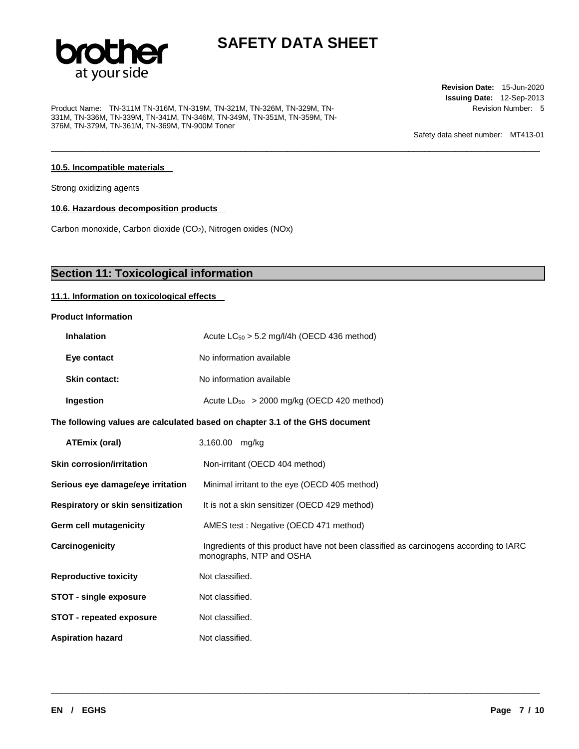#### 10.5. Incompatible materials

Strong oxidizing agents

#### 10.6. Hazardous decomposition products

Carbon monoxide, Carbon dioxide ($CO_2$), Nitrogen oxides (NOx)

## Section 11: Toxicological information

#### 11.1. Information on toxicological effects

**Product Information**

| | |
|---|---|
| **Inhalation** | Acute $LC_{50}$ > 5.2 mg/l/4h (OECD 436 method) |
| **Eye contact** | No information available |
| **Skin contact:** | No information available |
| **Ingestion** | Acute $LD_{50}$ > 2000 mg/kg (OECD 420 method) |

**The following values are calculated based on chapter 3.1 of the GHS document**

| | |
|---|---|
| **ATEmix (oral)** | 3,160.00 mg/kg |

| | |
|---|---|
| **Skin corrosion/irritation** | Non-irritant (OECD 404 method) |
| **Serious eye damage/eye irritation** | Minimal irritant to the eye (OECD 405 method) |
| **Respiratory or skin sensitization** | It is not a skin sensitizer (OECD 429 method) |
| **Germ cell mutagenicity** | AMES test : Negative (OECD 471 method) |
| **Carcinogenicity** | Ingredients of this product have not been classified as carcinogens according to IARC monographs, NTP and OSHA |
| **Reproductive toxicity** | Not classified. |
| **STOT - single exposure** | Not classified. |
| **STOT - repeated exposure** | Not classified. |
| **Aspiration hazard** | Not classified. |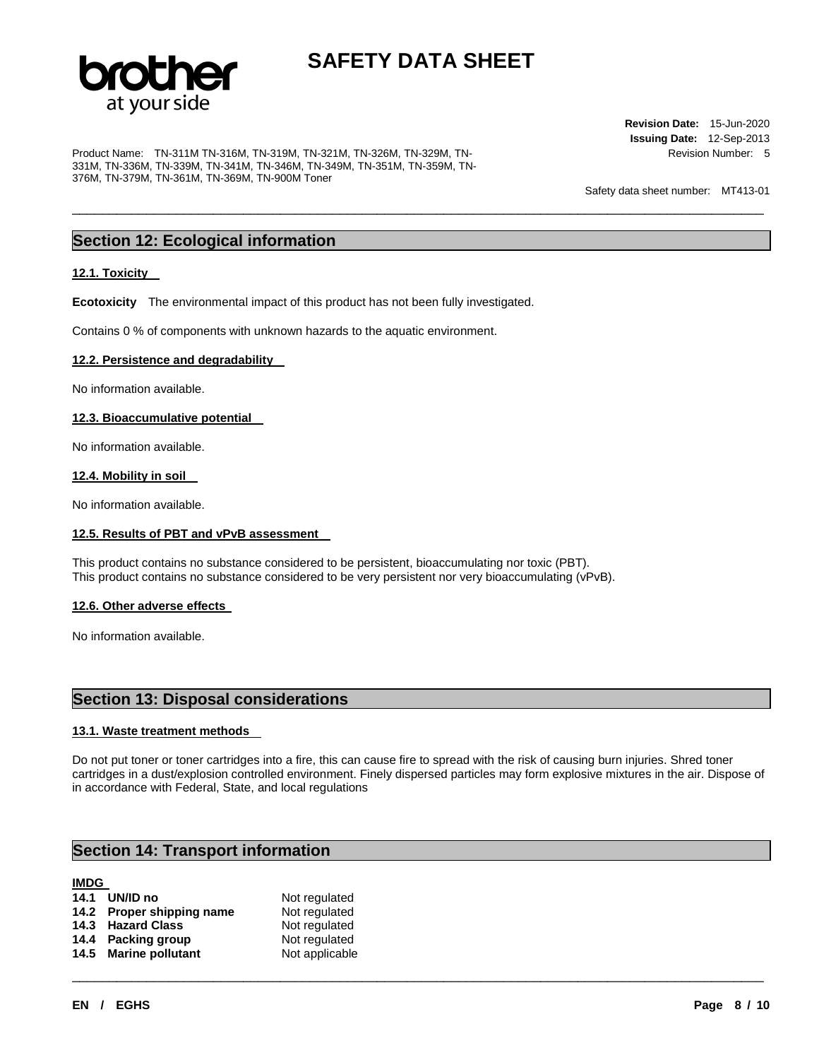## Section 12: Ecological information

### 12.1. Toxicity

**Ecotoxicity** The environmental impact of this product has not been fully investigated.

Contains 0 % of components with unknown hazards to the aquatic environment.

### 12.2. Persistence and degradability

No information available.

### 12.3. Bioaccumulative potential

No information available.

### 12.4. Mobility in soil

No information available.

### 12.5. Results of PBT and vPvB assessment

This product contains no substance considered to be persistent, bioaccumulating nor toxic (PBT).
This product contains no substance considered to be very persistent nor very bioaccumulating (vPvB).

### 12.6. Other adverse effects

No information available.

## Section 13: Disposal considerations

### 13.1. Waste treatment methods

Do not put toner or toner cartridges into a fire, this can cause fire to spread with the risk of causing burn injuries. Shred toner cartridges in a dust/explosion controlled environment. Finely dispersed particles may form explosive mixtures in the air. Dispose of in accordance with Federal, State, and local regulations

## Section 14: Transport information

### IMDG

| | |
|---|---|
| **14.1 UN/ID no** | Not regulated |
| **14.2 Proper shipping name** | Not regulated |
| **14.3 Hazard Class** | Not regulated |
| **14.4 Packing group** | Not regulated |
| **14.5 Marine pollutant** | Not applicable |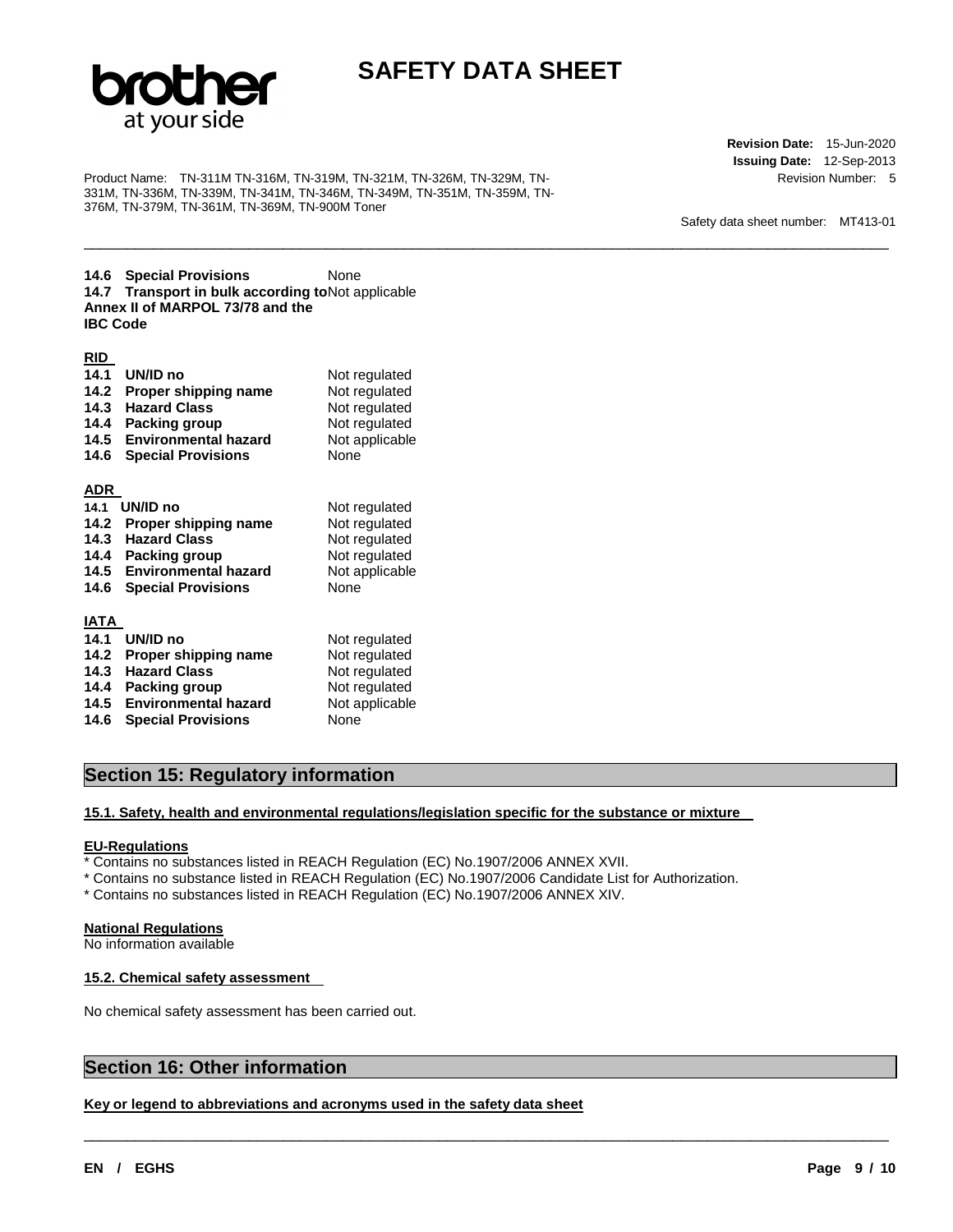| | |
|---|---|
| **14.6 Special Provisions** | None |
| **14.7 Transport in bulk according to Annex II of MARPOL 73/78 and the IBC Code** | Not applicable |

**RID**

| | |
|---|---|
| **14.1 UN/ID no** | Not regulated |
| **14.2 Proper shipping name** | Not regulated |
| **14.3 Hazard Class** | Not regulated |
| **14.4 Packing group** | Not regulated |
| **14.5 Environmental hazard** | Not applicable |
| **14.6 Special Provisions** | None |

**ADR**

| | |
|---|---|
| **14.1 UN/ID no** | Not regulated |
| **14.2 Proper shipping name** | Not regulated |
| **14.3 Hazard Class** | Not regulated |
| **14.4 Packing group** | Not regulated |
| **14.5 Environmental hazard** | Not applicable |
| **14.6 Special Provisions** | None |

**IATA**

| | |
|---|---|
| **14.1 UN/ID no** | Not regulated |
| **14.2 Proper shipping name** | Not regulated |
| **14.3 Hazard Class** | Not regulated |
| **14.4 Packing group** | Not regulated |
| **14.5 Environmental hazard** | Not applicable |
| **14.6 Special Provisions** | None |

## Section 15: Regulatory information

**15.1. Safety, health and environmental regulations/legislation specific for the substance or mixture**

**EU-Regulations**

* Contains no substances listed in REACH Regulation (EC) No.1907/2006 ANNEX XVII.
* Contains no substance listed in REACH Regulation (EC) No.1907/2006 Candidate List for Authorization.
* Contains no substances listed in REACH Regulation (EC) No.1907/2006 ANNEX XIV.

**National Regulations**

No information available

**15.2. Chemical safety assessment**

No chemical safety assessment has been carried out.

## Section 16: Other information

**Key or legend to abbreviations and acronyms used in the safety data sheet**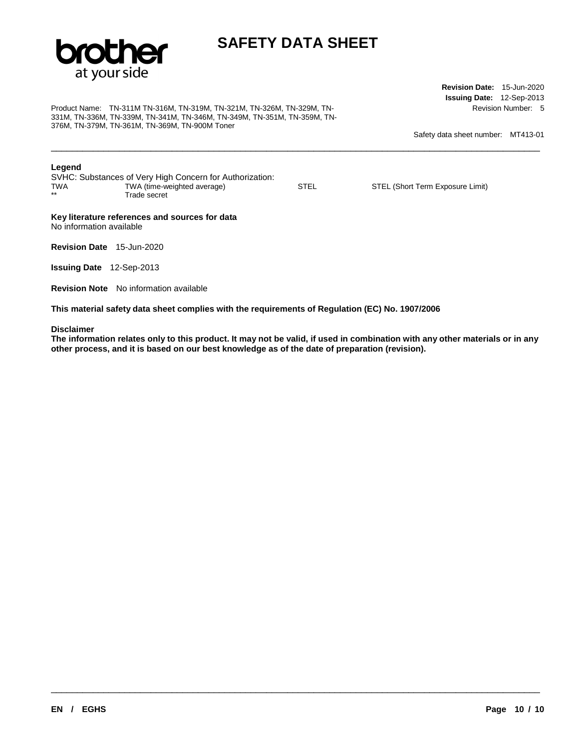**Legend**

SVHC: Substances of Very High Concern for Authorization:

| | | | |
|---|---|---|---|
| TWA | TWA (time-weighted average) | STEL | STEL (Short Term Exposure Limit) |
| ** | Trade secret | | |

**Key literature references and sources for data**
No information available

**Revision Date** 15-Jun-2020

**Issuing Date** 12-Sep-2013

**Revision Note** No information available

**This material safety data sheet complies with the requirements of Regulation (EC) No. 1907/2006**

**Disclaimer**
**The information relates only to this product. It may not be valid, if used in combination with any other materials or in any other process, and it is based on our best knowledge as of the date of preparation (revision).**